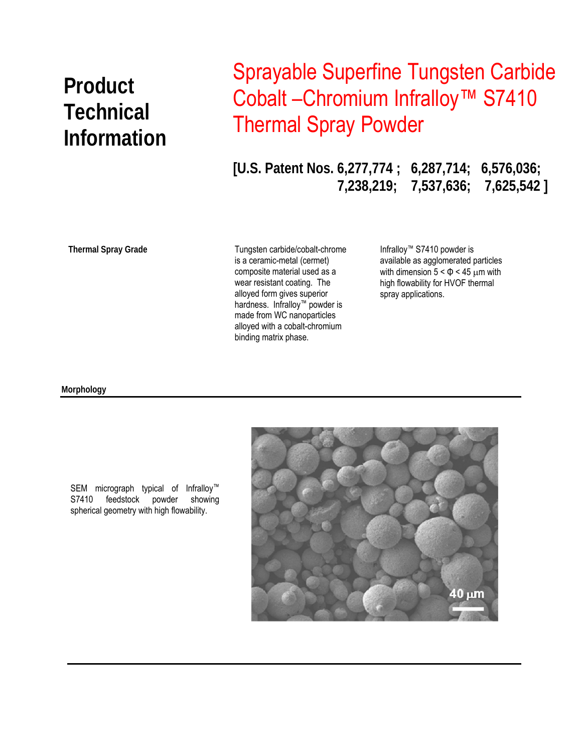# Product Technical Information

# Sprayable Superfine Tungsten Carbide Cobalt –Chromium Infralloy™ S7410 Thermal Spray Powder

**[U.S. Patent Nos. 6,277,774 ; 6,287,714; 6,576,036; 7,238,219; 7,537,636; 7,625,542 ]**

**Thermal Spray Grade**

Tungsten carbide/cobalt-chrome is a ceramic-metal (cermet) composite material used as a wear resistant coating. The alloyed form gives superior hardness. Infralloy™ powder is made from WC nanoparticles alloyed with a cobalt-chromium binding matrix phase.

Infralloy™ S7410 powder is available as agglomerated particles with dimension $5 < \Phi < 45$ μm with high flowability for HVOF thermal spray applications.

**Morphology**

SEM micrograph typical of Infralloy™ S7410 feedstock powder showing spherical geometry with high flowability.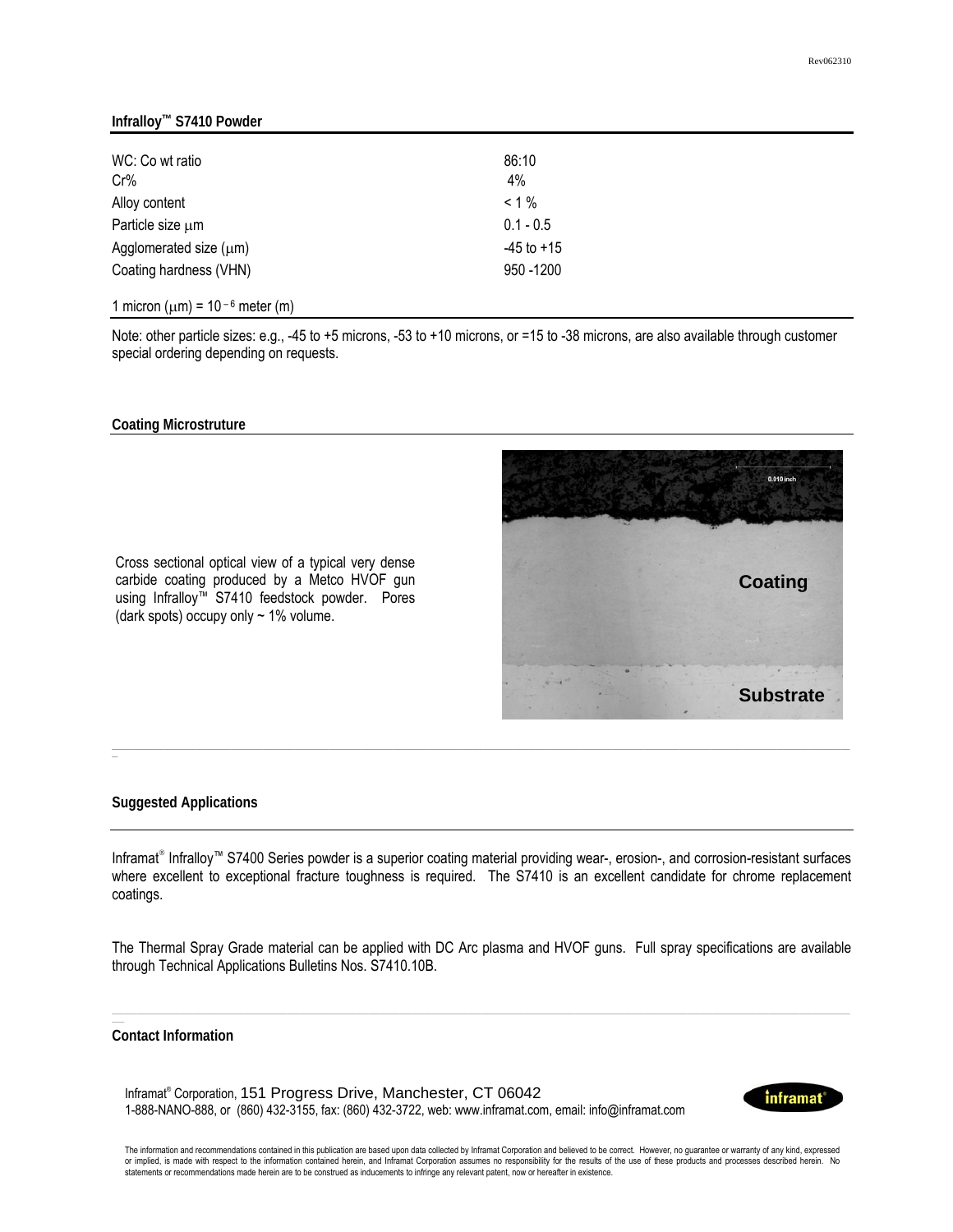**Infralloy™ S7410 Powder**

| | |
|---|---|
| WC: Co wt ratio | 86:10 |
| Cr% | 4% |
| Alloy content | < 1 % |
| Particle size μm | 0.1 - 0.5 |
| Agglomerated size (μm) | -45 to +15 |
| Coating hardness (VHN) | 950 -1200 |

1 micron (μm) = $10^{-6}$ meter (m)

Note: other particle sizes: e.g., -45 to +5 microns, -53 to +10 microns, or =15 to -38 microns, are also available through customer special ordering depending on requests.

**Coating Microstruture**

Cross sectional optical view of a typical very dense carbide coating produced by a Metco HVOF gun using Infralloy™ S7410 feedstock powder. Pores (dark spots) occupy only ~ 1% volume.

0.010 inch

Coating

Substrate

**Suggested Applications**

Inframat® Infralloy™ S7400 Series powder is a superior coating material providing wear-, erosion-, and corrosion-resistant surfaces where excellent to exceptional fracture toughness is required. The S7410 is an excellent candidate for chrome replacement coatings.

The Thermal Spray Grade material can be applied with DC Arc plasma and HVOF guns. Full spray specifications are available through Technical Applications Bulletins Nos. S7410.10B.

**Contact Information**

Inframat® Corporation, 151 Progress Drive, Manchester, CT 06042
1-888-NANO-888, or (860) 432-3155, fax: (860) 432-3722, web: www.inframat.com, email: info@inframat.com

The information and recommendations contained in this publication are based upon data collected by Inframat Corporation and believed to be correct. However, no guarantee or warranty of any kind, expressed or implied, is made with respect to the information contained herein, and Inframat Corporation assumes no responsibility for the results of the use of these products and processes described herein. No statements or recommendations made herein are to be construed as inducements to infringe any relevant patent, now or hereafter in existence.